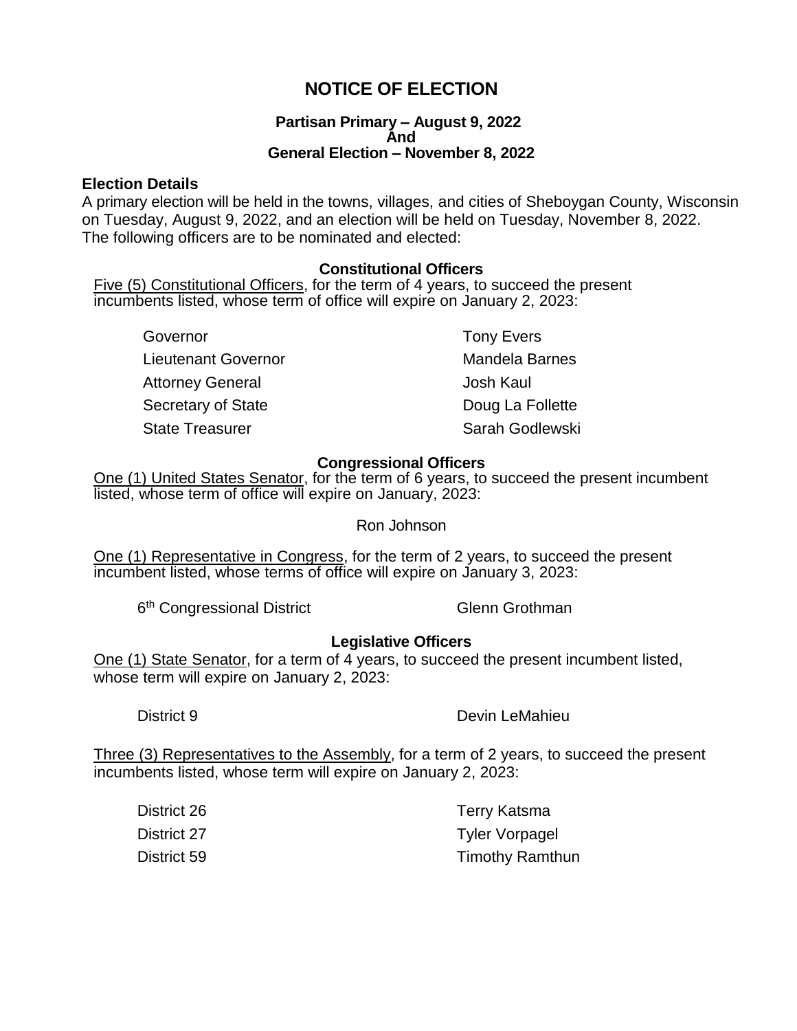# NOTICE OF ELECTION

**Partisan Primary – August 9, 2022**
**And**
**General Election – November 8, 2022**

**Election Details**

A primary election will be held in the towns, villages, and cities of Sheboygan County, Wisconsin on Tuesday, August 9, 2022, and an election will be held on Tuesday, November 8, 2022. The following officers are to be nominated and elected:

### Constitutional Officers

Five (5) Constitutional Officers, for the term of 4 years, to succeed the present incumbents listed, whose term of office will expire on January 2, 2023:

| Office | Incumbent |
| --- | --- |
| Governor | Tony Evers |
| Lieutenant Governor | Mandela Barnes |
| Attorney General | Josh Kaul |
| Secretary of State | Doug La Follette |
| State Treasurer | Sarah Godlewski |

### Congressional Officers

One (1) United States Senator, for the term of 6 years, to succeed the present incumbent listed, whose term of office will expire on January, 2023:

Ron Johnson

One (1) Representative in Congress, for the term of 2 years, to succeed the present incumbent listed, whose terms of office will expire on January 3, 2023:

| District | Incumbent |
| --- | --- |
| 6th Congressional District | Glenn Grothman |

### Legislative Officers

One (1) State Senator, for a term of 4 years, to succeed the present incumbent listed, whose term will expire on January 2, 2023:

| District | Incumbent |
| --- | --- |
| District 9 | Devin LeMahieu |

Three (3) Representatives to the Assembly, for a term of 2 years, to succeed the present incumbents listed, whose term will expire on January 2, 2023:

| District | Incumbent |
| --- | --- |
| District 26 | Terry Katsma |
| District 27 | Tyler Vorpagel |
| District 59 | Timothy Ramthun |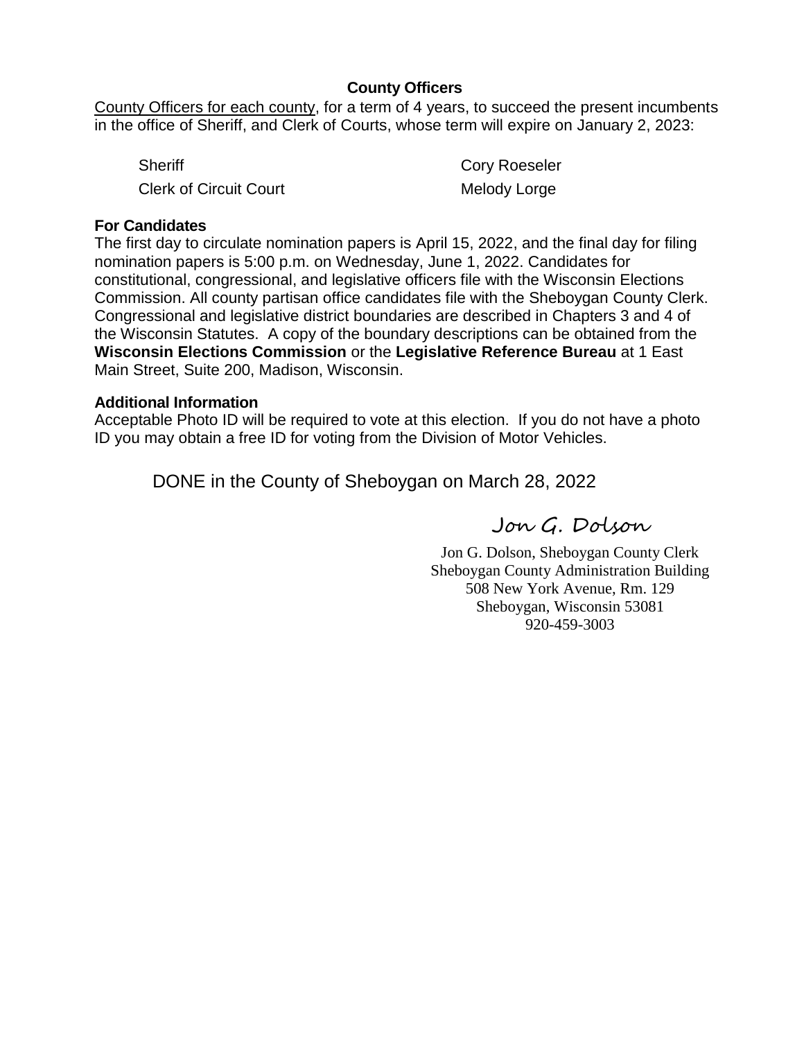### County Officers

County Officers for each county, for a term of 4 years, to succeed the present incumbents in the office of Sheriff, and Clerk of Courts, whose term will expire on January 2, 2023:

| | |
|---|---|
| Sheriff | Cory Roeseler |
| Clerk of Circuit Court | Melody Lorge |

**For Candidates**

The first day to circulate nomination papers is April 15, 2022, and the final day for filing nomination papers is 5:00 p.m. on Wednesday, June 1, 2022. Candidates for constitutional, congressional, and legislative officers file with the Wisconsin Elections Commission. All county partisan office candidates file with the Sheboygan County Clerk. Congressional and legislative district boundaries are described in Chapters 3 and 4 of the Wisconsin Statutes. A copy of the boundary descriptions can be obtained from the **Wisconsin Elections Commission** or the **Legislative Reference Bureau** at 1 East Main Street, Suite 200, Madison, Wisconsin.

**Additional Information**

Acceptable Photo ID will be required to vote at this election. If you do not have a photo ID you may obtain a free ID for voting from the Division of Motor Vehicles.

DONE in the County of Sheboygan on March 28, 2022

Jon G. Dolson

Jon G. Dolson, Sheboygan County Clerk
Sheboygan County Administration Building
508 New York Avenue, Rm. 129
Sheboygan, Wisconsin 53081
920-459-3003